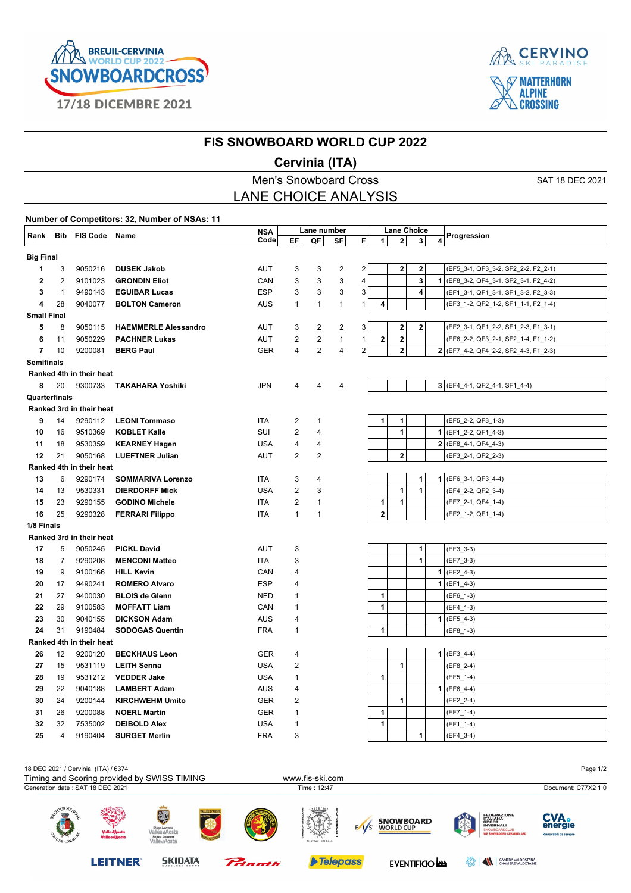# FIS SNOWBOARD WORLD CUP 2022

## Cervinia (ITA)

### Men's Snowboard Cross

SAT 18 DEC 2021

## LANE CHOICE ANALYSIS

**Number of Competitors: 32, Number of NSAs: 11**

| Rank | Bib | FIS Code | Name | NSA Code | Lane number EF | QF | SF | F | Lane Choice 1 | 2 | 3 | 4 | Progression |
|---|---|---|---|---|---|---|---|---|---|---|---|---|---|
| **Big Final** | | | | | | | | | | | | | |
| 1 | 3 | 9050216 | **DUSEK Jakob** | AUT | 3 | 3 | 2 | 2 | | 2 | 2 | | (EF5_3-1, QF3_3-2, SF2_2-2, F2_2-1) |
| 2 | 2 | 9101023 | **GRONDIN Eliot** | CAN | 3 | 3 | 3 | 4 | | | 3 | 1 | (EF8_3-2, QF4_3-1, SF2_3-1, F2_4-2) |
| 3 | 1 | 9490143 | **EGUIBAR Lucas** | ESP | 3 | 3 | 3 | 3 | | | 4 | | (EF1_3-1, QF1_3-1, SF1_3-2, F2_3-3) |
| 4 | 28 | 9040077 | **BOLTON Cameron** | AUS | 1 | 1 | 1 | 1 | 4 | | | | (EF3_1-2, QF2_1-2, SF1_1-1, F2_1-4) |
| **Small Final** | | | | | | | | | | | | | |
| 5 | 8 | 9050115 | **HAEMMERLE Alessandro** | AUT | 3 | 2 | 2 | 3 | | 2 | 2 | | (EF2_3-1, QF1_2-2, SF1_2-3, F1_3-1) |
| 6 | 11 | 9050229 | **PACHNER Lukas** | AUT | 2 | 2 | 1 | 1 | 2 | 2 | | | (EF6_2-2, QF3_2-1, SF2_1-4, F1_1-2) |
| 7 | 10 | 9200081 | **BERG Paul** | GER | 4 | 2 | 4 | 2 | | 2 | | 2 | (EF7_4-2, QF4_2-2, SF2_4-3, F1_2-3) |
| **Semifinals** | | | | | | | | | | | | | |
| Ranked 4th in their heat | | | | | | | | | | | | | |
| 8 | 20 | 9300733 | **TAKAHARA Yoshiki** | JPN | 4 | 4 | 4 | | | | | 3 | (EF4_4-1, QF2_4-1, SF1_4-4) |
| **Quarterfinals** | | | | | | | | | | | | | |
| Ranked 3rd in their heat | | | | | | | | | | | | | |
| 9 | 14 | 9290112 | **LEONI Tommaso** | ITA | 2 | 1 | | | 1 | 1 | | | (EF5_2-2, QF3_1-3) |
| 10 | 16 | 9510369 | **KOBLET Kalle** | SUI | 2 | 4 | | | | 1 | | 1 | (EF1_2-2, QF1_4-3) |
| 11 | 18 | 9530359 | **KEARNEY Hagen** | USA | 4 | 4 | | | | | | 2 | (EF8_4-1, QF4_4-3) |
| 12 | 21 | 9050168 | **LUEFTNER Julian** | AUT | 2 | 2 | | | | 2 | | | (EF3_2-1, QF2_2-3) |
| Ranked 4th in their heat | | | | | | | | | | | | | |
| 13 | 6 | 9290174 | **SOMMARIVA Lorenzo** | ITA | 3 | 4 | | | | | 1 | 1 | (EF6_3-1, QF3_4-4) |
| 14 | 13 | 9530331 | **DIERDORFF Mick** | USA | 2 | 3 | | | | 1 | 1 | | (EF4_2-2, QF2_3-4) |
| 15 | 23 | 9290155 | **GODINO Michele** | ITA | 2 | 1 | | | 1 | 1 | | | (EF7_2-1, QF4_1-4) |
| 16 | 25 | 9290328 | **FERRARI Filippo** | ITA | 1 | 1 | | | 2 | | | | (EF2_1-2, QF1_1-4) |
| **1/8 Finals** | | | | | | | | | | | | | |
| Ranked 3rd in their heat | | | | | | | | | | | | | |
| 17 | 5 | 9050245 | **PICKL David** | AUT | 3 | | | | | | 1 | | (EF3_3-3) |
| 18 | 7 | 9290208 | **MENCONI Matteo** | ITA | 3 | | | | | | 1 | | (EF7_3-3) |
| 19 | 9 | 9100166 | **HILL Kevin** | CAN | 4 | | | | | | | 1 | (EF2_4-3) |
| 20 | 17 | 9490241 | **ROMERO Alvaro** | ESP | 4 | | | | | | | 1 | (EF1_4-3) |
| 21 | 27 | 9400030 | **BLOIS de Glenn** | NED | 1 | | | | 1 | | | | (EF6_1-3) |
| 22 | 29 | 9100583 | **MOFFATT Liam** | CAN | 1 | | | | 1 | | | | (EF4_1-3) |
| 23 | 30 | 9040155 | **DICKSON Adam** | AUS | 4 | | | | | | | 1 | (EF5_4-3) |
| 24 | 31 | 9190484 | **SODOGAS Quentin** | FRA | 1 | | | | 1 | | | | (EF8_1-3) |
| Ranked 4th in their heat | | | | | | | | | | | | | |
| 26 | 12 | 9200120 | **BECKHAUS Leon** | GER | 4 | | | | | | | 1 | (EF3_4-4) |
| 27 | 15 | 9531119 | **LEITH Senna** | USA | 2 | | | | | 1 | | | (EF8_2-4) |
| 28 | 19 | 9531212 | **VEDDER Jake** | USA | 1 | | | | 1 | | | | (EF5_1-4) |
| 29 | 22 | 9040188 | **LAMBERT Adam** | AUS | 4 | | | | | | | 1 | (EF6_4-4) |
| 30 | 24 | 9200144 | **KIRCHWEHM Umito** | GER | 2 | | | | | 1 | | | (EF2_2-4) |
| 31 | 26 | 9200088 | **NOERL Martin** | GER | 1 | | | | 1 | | | | (EF7_1-4) |
| 32 | 32 | 7535002 | **DEIBOLD Alex** | USA | 1 | | | | 1 | | | | (EF1_1-4) |
| 25 | 4 | 9190404 | **SURGET Merlin** | FRA | 3 | | | | | | 1 | | (EF4_3-4) |

18 DEC 2021 / Cervinia (ITA) / 6374

Timing and Scoring provided by SWISS TIMING — www.fis-ski.com

Generation date : SAT 18 DEC 2021 — Time : 12:47 — Document: C77X2 1.0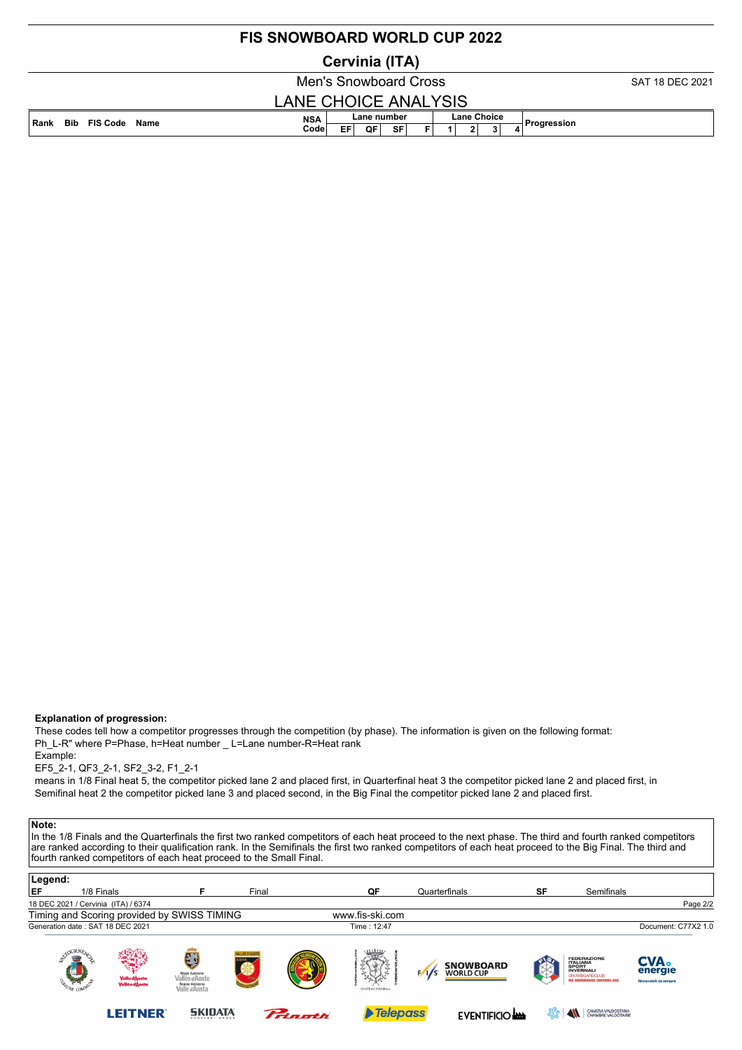# FIS SNOWBOARD WORLD CUP 2022

## Cervinia (ITA)

Men's Snowboard Cross

SAT 18 DEC 2021

## LANE CHOICE ANALYSIS

| Rank | Bib | FIS Code | Name | NSA Code | Lane number | | | | Lane Choice | | | | Progression |
|---|---|---|---|---|---|---|---|---|---|---|---|---|---|
| | | | | | EF | QF | SF | F | 1 | 2 | 3 | 4 | |

**Explanation of progression:**

These codes tell how a competitor progresses through the competition (by phase). The information is given on the following format:
Ph_L-R" where P=Phase, h=Heat number _ L=Lane number-R=Heat rank
Example:
EF5_2-1, QF3_2-1, SF2_3-2, F1_2-1
means in 1/8 Final heat 5, the competitor picked lane 2 and placed first, in Quarterfinal heat 3 the competitor picked lane 2 and placed first, in Semifinal heat 2 the competitor picked lane 3 and placed second, in the Big Final the competitor picked lane 2 and placed first.

**Note:**
In the 1/8 Finals and the Quarterfinals the first two ranked competitors of each heat proceed to the next phase. The third and fourth ranked competitors are ranked according to their qualification rank. In the Semifinals the first two ranked competitors of each heat proceed to the Big Final. The third and fourth ranked competitors of each heat proceed to the Small Final.

**Legend:**

| | | | | | | | |
|---|---|---|---|---|---|---|---|
| EF | 1/8 Finals | F | Final | QF | Quarterfinals | SF | Semifinals |

18 DEC 2021 / Cervinia (ITA) / 6374

Timing and Scoring provided by SWISS TIMING

www.fis-ski.com

Generation date : SAT 18 DEC 2021

Time : 12:47

Document: C77X2 1.0